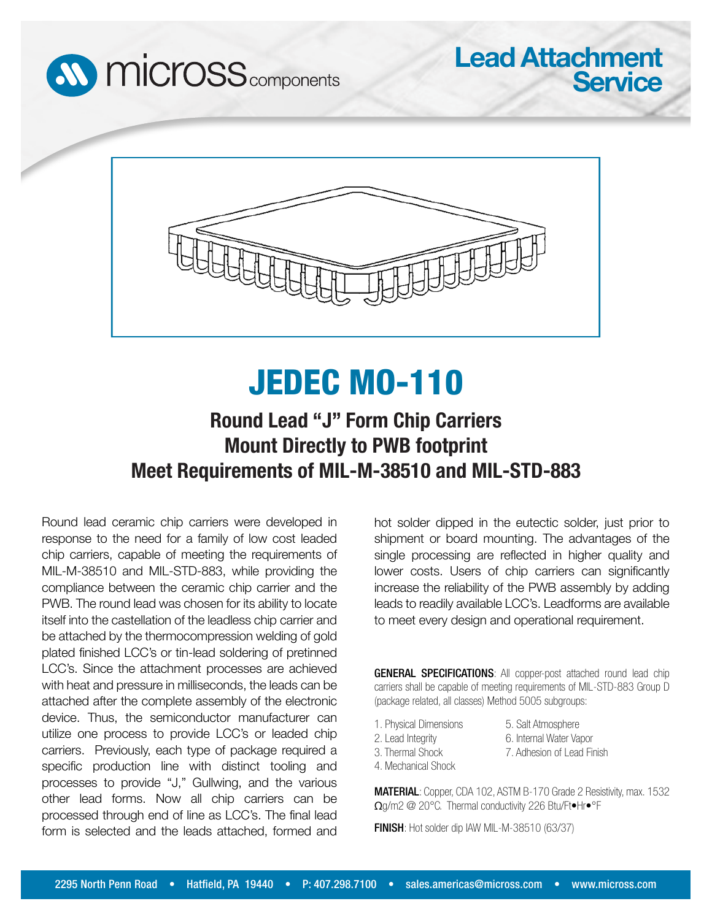micross components

# Lead Attachment Service

# JEDEC MO-110

## Round Lead "J" Form Chip Carriers
## Mount Directly to PWB footprint
## Meet Requirements of MIL-M-38510 and MIL-STD-883

Round lead ceramic chip carriers were developed in response to the need for a family of low cost leaded chip carriers, capable of meeting the requirements of MIL-M-38510 and MIL-STD-883, while providing the compliance between the ceramic chip carrier and the PWB. The round lead was chosen for its ability to locate itself into the castellation of the leadless chip carrier and be attached by the thermocompression welding of gold plated finished LCC's or tin-lead soldering of pretinned LCC's. Since the attachment processes are achieved with heat and pressure in milliseconds, the leads can be attached after the complete assembly of the electronic device. Thus, the semiconductor manufacturer can utilize one process to provide LCC's or leaded chip carriers. Previously, each type of package required a specific production line with distinct tooling and processes to provide "J," Gullwing, and the various other lead forms. Now all chip carriers can be processed through end of line as LCC's. The final lead form is selected and the leads attached, formed and hot solder dipped in the eutectic solder, just prior to shipment or board mounting. The advantages of the single processing are reflected in higher quality and lower costs. Users of chip carriers can significantly increase the reliability of the PWB assembly by adding leads to readily available LCC's. Leadforms are available to meet every design and operational requirement.

**GENERAL SPECIFICATIONS**: All copper-post attached round lead chip carriers shall be capable of meeting requirements of MIL-STD-883 Group D (package related, all classes) Method 5005 subgroups:

1. Physical Dimensions
2. Lead Integrity
3. Thermal Shock
4. Mechanical Shock
5. Salt Atmosphere
6. Internal Water Vapor
7. Adhesion of Lead Finish

**MATERIAL**: Copper, CDA 102, ASTM B-170 Grade 2 Resistivity, max. 1532 Ωg/m2 @ 20°C. Thermal conductivity 226 Btu/Ft•Hr•°F

**FINISH**: Hot solder dip IAW MIL-M-38510 (63/37)

2295 North Penn Road • Hatfield, PA 19440 • P: 407.298.7100 • sales.americas@micross.com • www.micross.com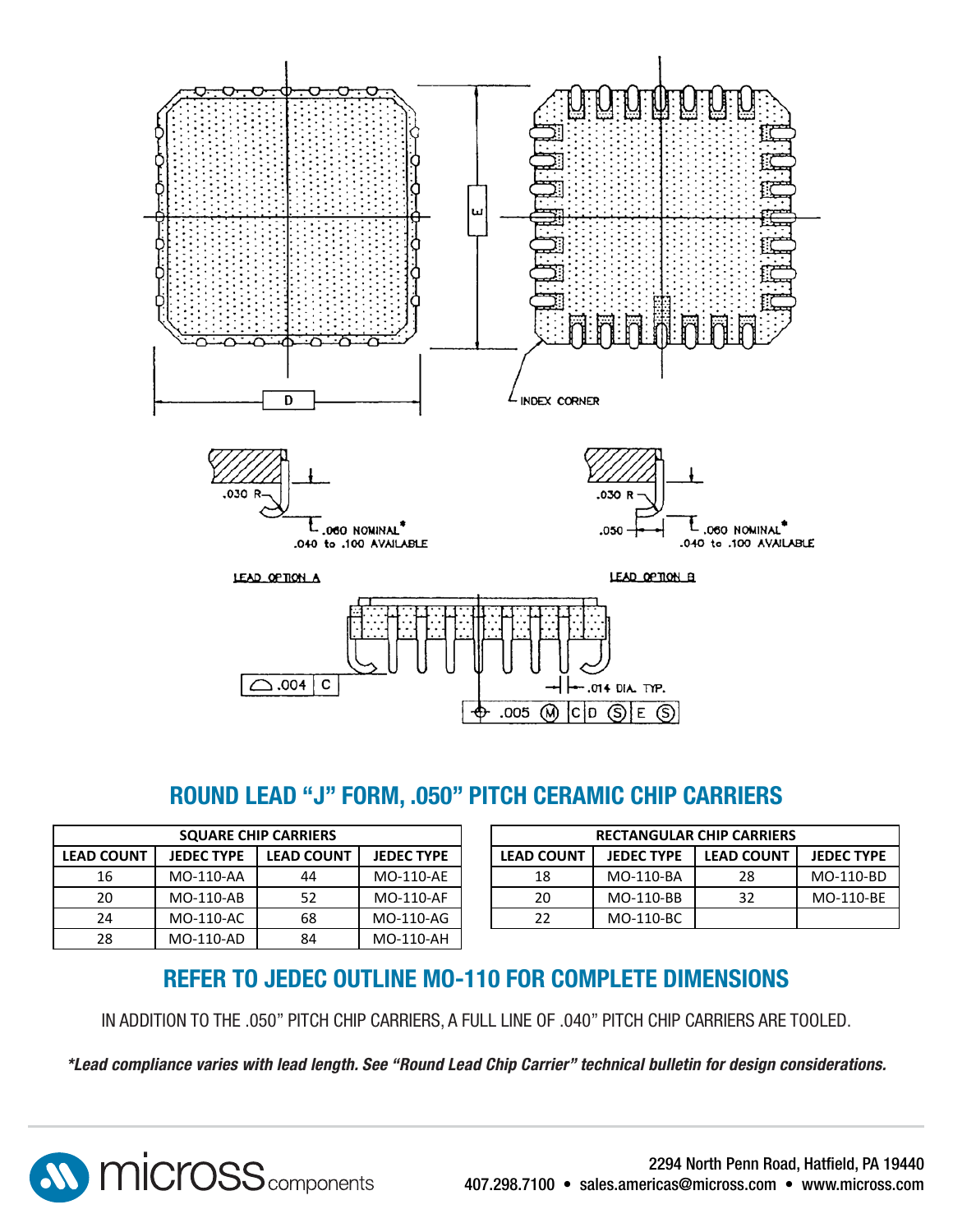D

E

INDEX CORNER

.030 R

.060 NOMINAL*
.040 to .100 AVAILABLE

LEAD OPTION A

.030 R

.050

.060 NOMINAL*
.040 to .100 AVAILABLE

LEAD OPTION B

.004 C

.014 DIA. TYP.

.005 M C D S E S

## ROUND LEAD "J" FORM, .050" PITCH CERAMIC CHIP CARRIERS

| SQUARE CHIP CARRIERS | | | |
|---|---|---|---|
| LEAD COUNT | JEDEC TYPE | LEAD COUNT | JEDEC TYPE |
| 16 | MO-110-AA | 44 | MO-110-AE |
| 20 | MO-110-AB | 52 | MO-110-AF |
| 24 | MO-110-AC | 68 | MO-110-AG |
| 28 | MO-110-AD | 84 | MO-110-AH |

| RECTANGULAR CHIP CARRIERS | | | |
|---|---|---|---|
| LEAD COUNT | JEDEC TYPE | LEAD COUNT | JEDEC TYPE |
| 18 | MO-110-BA | 28 | MO-110-BD |
| 20 | MO-110-BB | 32 | MO-110-BE |
| 22 | MO-110-BC | | |

## REFER TO JEDEC OUTLINE MO-110 FOR COMPLETE DIMENSIONS

IN ADDITION TO THE .050" PITCH CHIP CARRIERS, A FULL LINE OF .040" PITCH CHIP CARRIERS ARE TOOLED.

***Lead compliance varies with lead length. See "Round Lead Chip Carrier" technical bulletin for design considerations.***

micross components

2294 North Penn Road, Hatfield, PA 19440
407.298.7100 • sales.americas@micross.com • www.micross.com